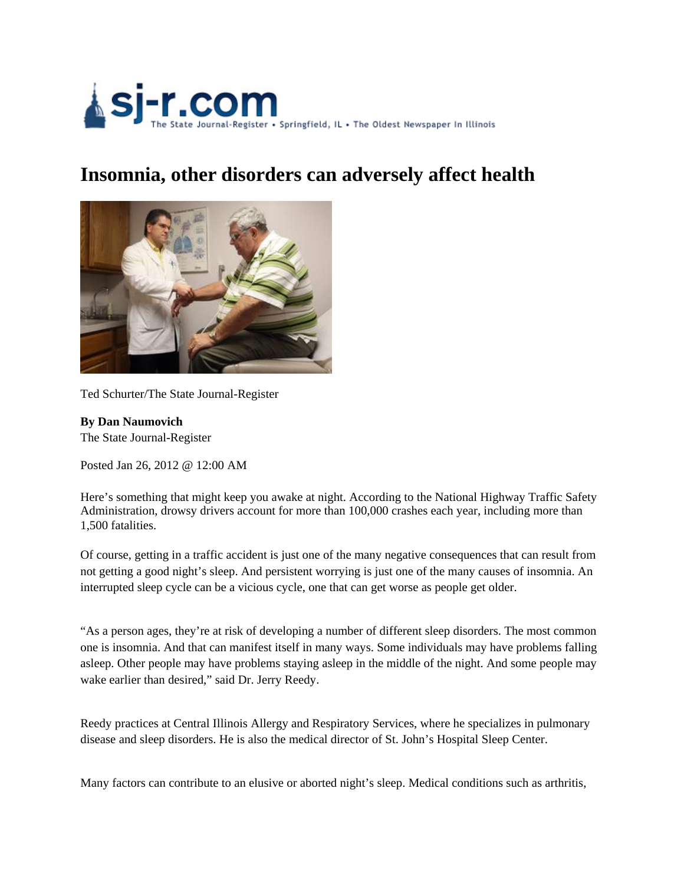# Insomnia, other disorders can adversely affect health

Ted Schurter/The State Journal-Register

**By Dan Naumovich**
The State Journal-Register

Posted Jan 26, 2012 @ 12:00 AM

Here's something that might keep you awake at night. According to the National Highway Traffic Safety Administration, drowsy drivers account for more than 100,000 crashes each year, including more than 1,500 fatalities.

Of course, getting in a traffic accident is just one of the many negative consequences that can result from not getting a good night's sleep. And persistent worrying is just one of the many causes of insomnia. An interrupted sleep cycle can be a vicious cycle, one that can get worse as people get older.

"As a person ages, they're at risk of developing a number of different sleep disorders. The most common one is insomnia. And that can manifest itself in many ways. Some individuals may have problems falling asleep. Other people may have problems staying asleep in the middle of the night. And some people may wake earlier than desired," said Dr. Jerry Reedy.

Reedy practices at Central Illinois Allergy and Respiratory Services, where he specializes in pulmonary disease and sleep disorders. He is also the medical director of St. John's Hospital Sleep Center.

Many factors can contribute to an elusive or aborted night's sleep. Medical conditions such as arthritis,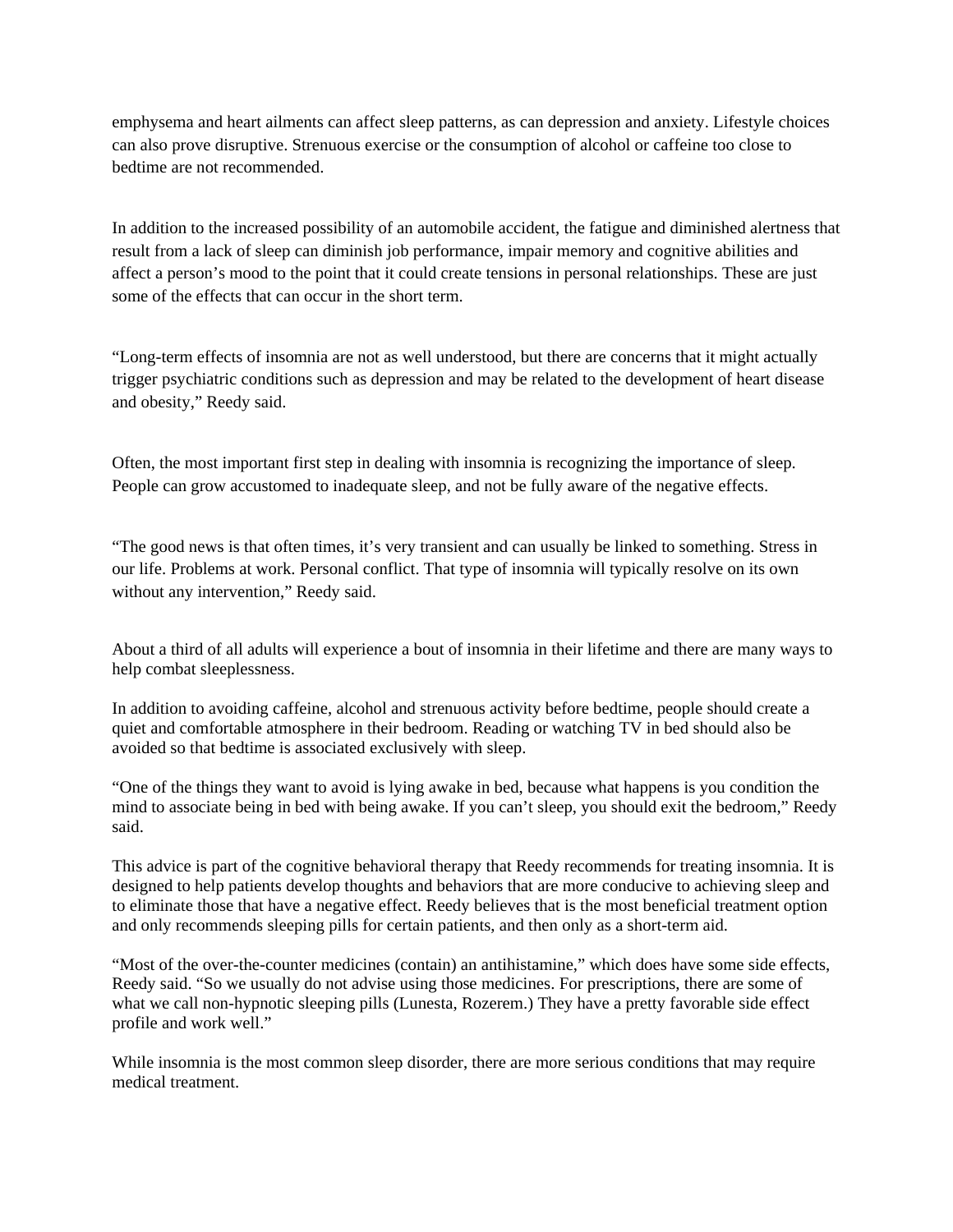emphysema and heart ailments can affect sleep patterns, as can depression and anxiety. Lifestyle choices can also prove disruptive. Strenuous exercise or the consumption of alcohol or caffeine too close to bedtime are not recommended.

In addition to the increased possibility of an automobile accident, the fatigue and diminished alertness that result from a lack of sleep can diminish job performance, impair memory and cognitive abilities and affect a person's mood to the point that it could create tensions in personal relationships. These are just some of the effects that can occur in the short term.

"Long-term effects of insomnia are not as well understood, but there are concerns that it might actually trigger psychiatric conditions such as depression and may be related to the development of heart disease and obesity," Reedy said.

Often, the most important first step in dealing with insomnia is recognizing the importance of sleep. People can grow accustomed to inadequate sleep, and not be fully aware of the negative effects.

"The good news is that often times, it's very transient and can usually be linked to something. Stress in our life. Problems at work. Personal conflict. That type of insomnia will typically resolve on its own without any intervention," Reedy said.

About a third of all adults will experience a bout of insomnia in their lifetime and there are many ways to help combat sleeplessness.

In addition to avoiding caffeine, alcohol and strenuous activity before bedtime, people should create a quiet and comfortable atmosphere in their bedroom. Reading or watching TV in bed should also be avoided so that bedtime is associated exclusively with sleep.

"One of the things they want to avoid is lying awake in bed, because what happens is you condition the mind to associate being in bed with being awake. If you can't sleep, you should exit the bedroom," Reedy said.

This advice is part of the cognitive behavioral therapy that Reedy recommends for treating insomnia. It is designed to help patients develop thoughts and behaviors that are more conducive to achieving sleep and to eliminate those that have a negative effect. Reedy believes that is the most beneficial treatment option and only recommends sleeping pills for certain patients, and then only as a short-term aid.

"Most of the over-the-counter medicines (contain) an antihistamine," which does have some side effects, Reedy said. "So we usually do not advise using those medicines. For prescriptions, there are some of what we call non-hypnotic sleeping pills (Lunesta, Rozerem.) They have a pretty favorable side effect profile and work well."

While insomnia is the most common sleep disorder, there are more serious conditions that may require medical treatment.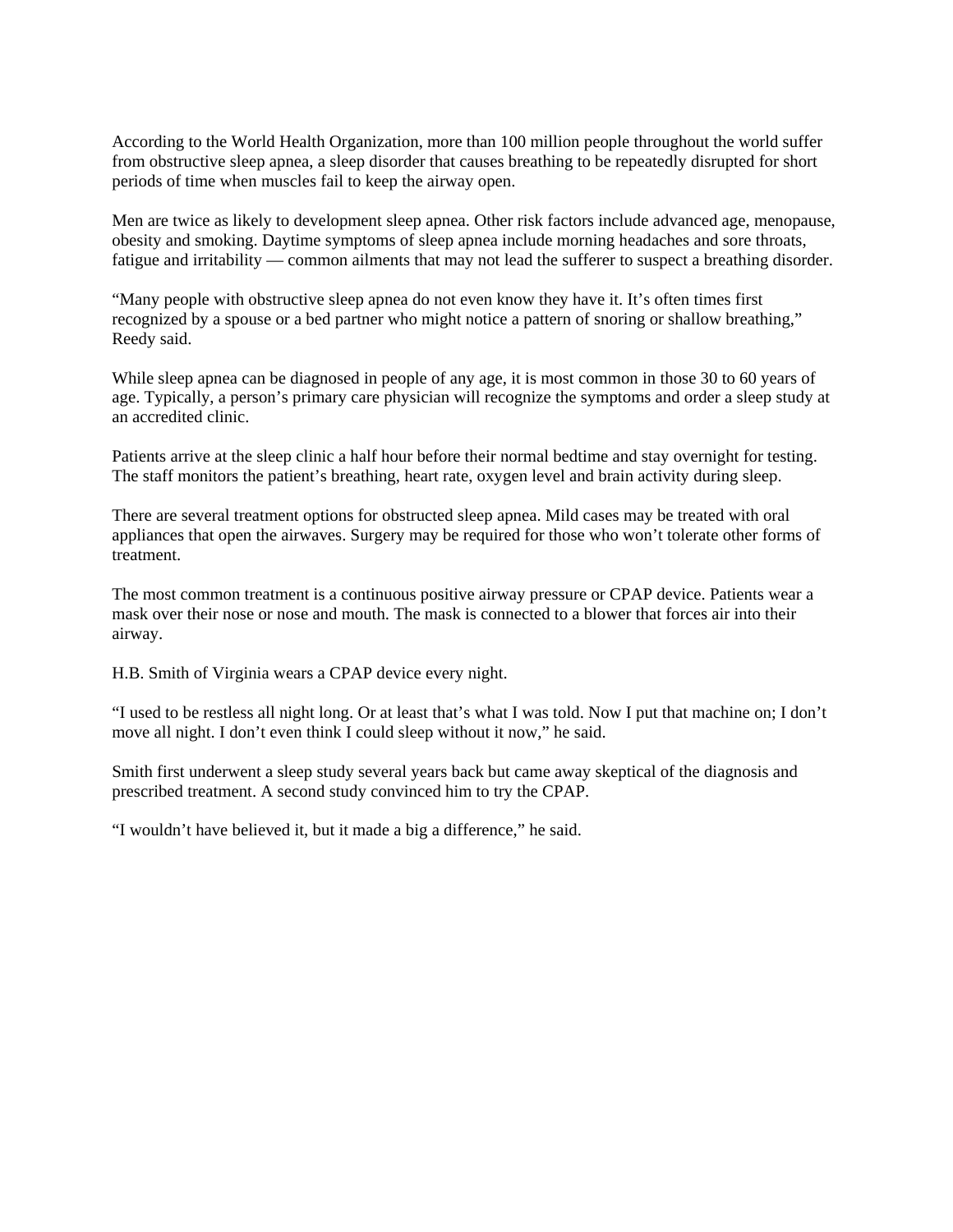According to the World Health Organization, more than 100 million people throughout the world suffer from obstructive sleep apnea, a sleep disorder that causes breathing to be repeatedly disrupted for short periods of time when muscles fail to keep the airway open.

Men are twice as likely to development sleep apnea. Other risk factors include advanced age, menopause, obesity and smoking. Daytime symptoms of sleep apnea include morning headaches and sore throats, fatigue and irritability — common ailments that may not lead the sufferer to suspect a breathing disorder.

"Many people with obstructive sleep apnea do not even know they have it. It's often times first recognized by a spouse or a bed partner who might notice a pattern of snoring or shallow breathing," Reedy said.

While sleep apnea can be diagnosed in people of any age, it is most common in those 30 to 60 years of age. Typically, a person's primary care physician will recognize the symptoms and order a sleep study at an accredited clinic.

Patients arrive at the sleep clinic a half hour before their normal bedtime and stay overnight for testing. The staff monitors the patient's breathing, heart rate, oxygen level and brain activity during sleep.

There are several treatment options for obstructed sleep apnea. Mild cases may be treated with oral appliances that open the airwaves. Surgery may be required for those who won't tolerate other forms of treatment.

The most common treatment is a continuous positive airway pressure or CPAP device. Patients wear a mask over their nose or nose and mouth. The mask is connected to a blower that forces air into their airway.

H.B. Smith of Virginia wears a CPAP device every night.

"I used to be restless all night long. Or at least that's what I was told. Now I put that machine on; I don't move all night. I don't even think I could sleep without it now," he said.

Smith first underwent a sleep study several years back but came away skeptical of the diagnosis and prescribed treatment. A second study convinced him to try the CPAP.

"I wouldn't have believed it, but it made a big a difference," he said.